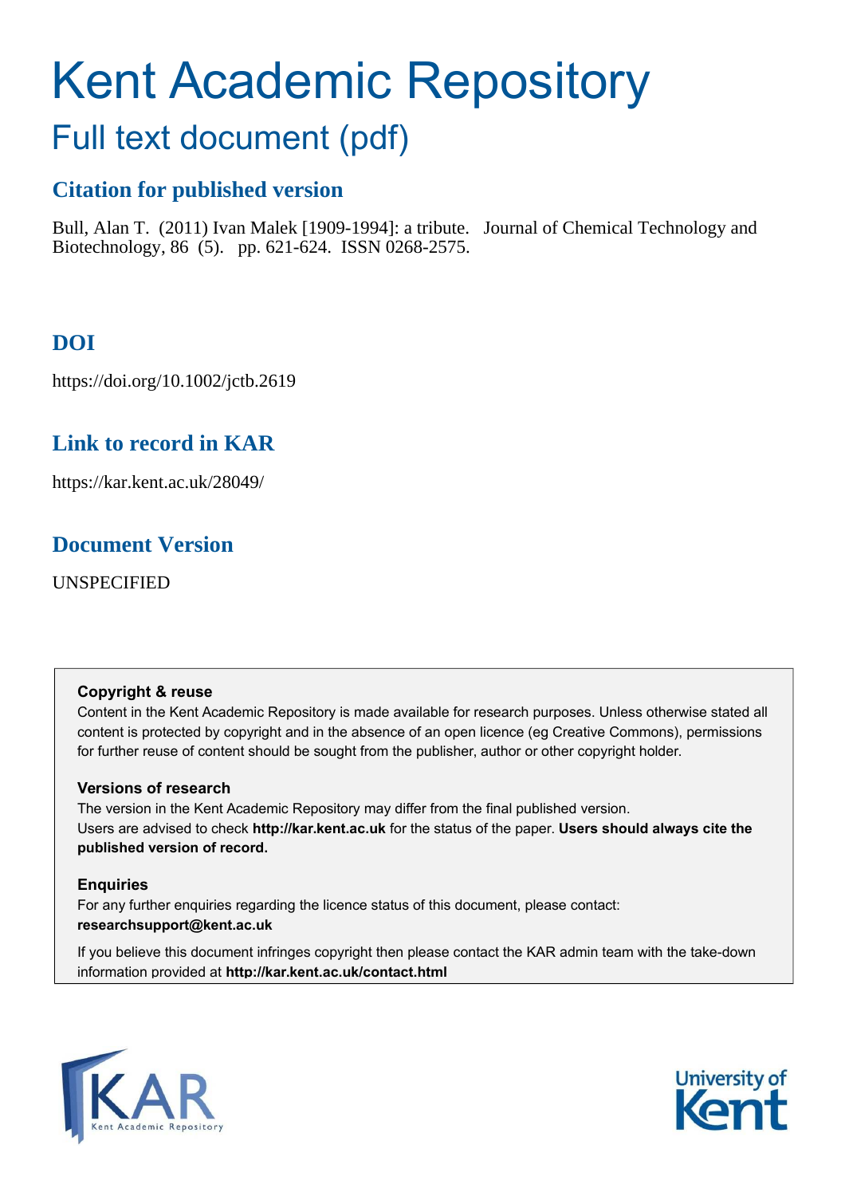# Kent Academic Repository

## Full text document (pdf)

## Citation for published version

Bull, Alan T. (2011) Ivan Malek [1909-1994]: a tribute. Journal of Chemical Technology and Biotechnology, 86 (5). pp. 621-624. ISSN 0268-2575.

## DOI

https://doi.org/10.1002/jctb.2619

## Link to record in KAR

https://kar.kent.ac.uk/28049/

## Document Version

UNSPECIFIED

### Copyright & reuse

Content in the Kent Academic Repository is made available for research purposes. Unless otherwise stated all content is protected by copyright and in the absence of an open licence (eg Creative Commons), permissions for further reuse of content should be sought from the publisher, author or other copyright holder.

### Versions of research

The version in the Kent Academic Repository may differ from the final published version. Users are advised to check **http://kar.kent.ac.uk** for the status of the paper. **Users should always cite the published version of record.**

### Enquiries

For any further enquiries regarding the licence status of this document, please contact: **researchsupport@kent.ac.uk**

If you believe this document infringes copyright then please contact the KAR admin team with the take-down information provided at **http://kar.kent.ac.uk/contact.html**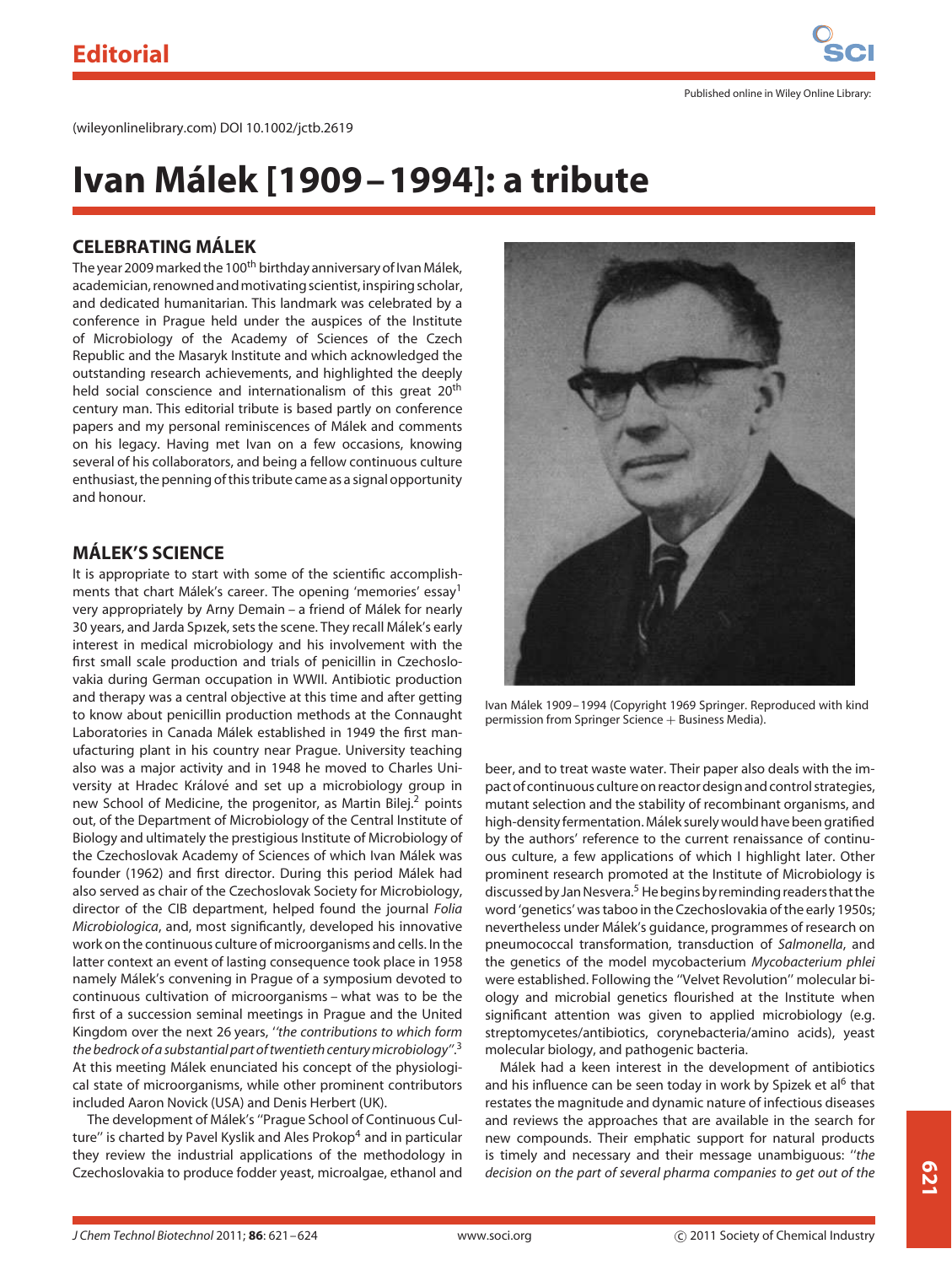# Ivan Málek [1909 – 1994]: a tribute

## CELEBRATING MÁLEK

The year 2009 marked the 100th birthday anniversary of Ivan Málek, academician, renowned and motivating scientist, inspiring scholar, and dedicated humanitarian. This landmark was celebrated by a conference in Prague held under the auspices of the Institute of Microbiology of the Academy of Sciences of the Czech Republic and the Masaryk Institute and which acknowledged the outstanding research achievements, and highlighted the deeply held social conscience and internationalism of this great 20th century man. This editorial tribute is based partly on conference papers and my personal reminiscences of Málek and comments on his legacy. Having met Ivan on a few occasions, knowing several of his collaborators, and being a fellow continuous culture enthusiast, the penning of this tribute came as a signal opportunity and honour.

## MÁLEK'S SCIENCE

It is appropriate to start with some of the scientific accomplishments that chart Málek's career. The opening 'memories' essay[1] very appropriately by Arny Demain – a friend of Málek for nearly 30 years, and Jarda Spızek, sets the scene. They recall Málek's early interest in medical microbiology and his involvement with the first small scale production and trials of penicillin in Czechoslovakia during German occupation in WWII. Antibiotic production and therapy was a central objective at this time and after getting to know about penicillin production methods at the Connaught Laboratories in Canada Málek established in 1949 the first manufacturing plant in his country near Prague. University teaching also was a major activity and in 1948 he moved to Charles University at Hradec Králové and set up a microbiology group in new School of Medicine, the progenitor, as Martin Bilej.[2] points out, of the Department of Microbiology of the Central Institute of Biology and ultimately the prestigious Institute of Microbiology of the Czechoslovak Academy of Sciences of which Ivan Málek was founder (1962) and first director. During this period Málek had also served as chair of the Czechoslovak Society for Microbiology, director of the CIB department, helped found the journal *Folia Microbiologica*, and, most significantly, developed his innovative work on the continuous culture of microorganisms and cells. In the latter context an event of lasting consequence took place in 1958 namely Málek's convening in Prague of a symposium devoted to continuous cultivation of microorganisms – what was to be the first of a succession seminal meetings in Prague and the United Kingdom over the next 26 years, *''the contributions to which form the bedrock of a substantial part of twentieth century microbiology''*.[3] At this meeting Málek enunciated his concept of the physiological state of microorganisms, while other prominent contributors included Aaron Novick (USA) and Denis Herbert (UK).

The development of Málek's ''Prague School of Continuous Culture'' is charted by Pavel Kyslik and Ales Prokop[4] and in particular they review the industrial applications of the methodology in Czechoslovakia to produce fodder yeast, microalgae, ethanol and beer, and to treat waste water. Their paper also deals with the impact of continuous culture on reactor design and control strategies, mutant selection and the stability of recombinant organisms, and high-density fermentation. Málek surely would have been gratified by the authors' reference to the current renaissance of continuous culture, a few applications of which I highlight later. Other prominent research promoted at the Institute of Microbiology is discussed by Jan Nesvera.[5] He begins by reminding readers that the word 'genetics' was taboo in the Czechoslovakia of the early 1950s; nevertheless under Málek's guidance, programmes of research on pneumococcal transformation, transduction of *Salmonella*, and the genetics of the model mycobacterium *Mycobacterium phlei* were established. Following the ''Velvet Revolution'' molecular biology and microbial genetics flourished at the Institute when significant attention was given to applied microbiology (e.g. streptomycetes/antibiotics, corynebacteria/amino acids), yeast molecular biology, and pathogenic bacteria.

Ivan Málek 1909 – 1994 (Copyright 1969 Springer. Reproduced with kind permission from Springer Science + Business Media).

Málek had a keen interest in the development of antibiotics and his influence can be seen today in work by Spizek et al[6] that restates the magnitude and dynamic nature of infectious diseases and reviews the approaches that are available in the search for new compounds. Their emphatic support for natural products is timely and necessary and their message unambiguous: *''the decision on the part of several pharma companies to get out of the*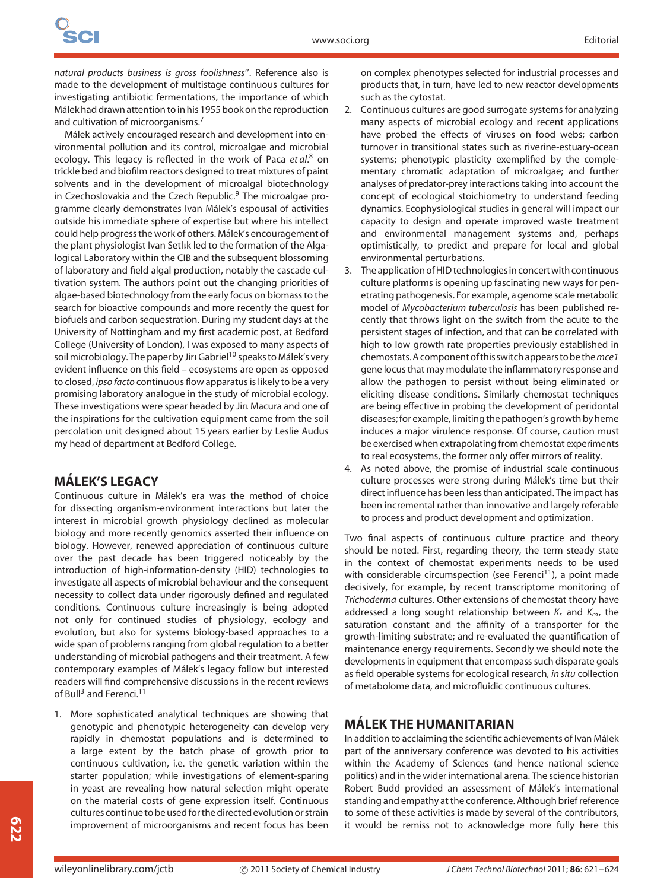*natural products business is gross foolishness*''. Reference also is made to the development of multistage continuous cultures for investigating antibiotic fermentations, the importance of which Málek had drawn attention to in his 1955 book on the reproduction and cultivation of microorganisms.[7]

Málek actively encouraged research and development into environmental pollution and its control, microalgae and microbial ecology. This legacy is reflected in the work of Paca *et al*.[8] on trickle bed and biofilm reactors designed to treat mixtures of paint solvents and in the development of microalgal biotechnology in Czechoslovakia and the Czech Republic.[9] The microalgae programme clearly demonstrates Ivan Málek's espousal of activities outside his immediate sphere of expertise but where his intellect could help progress the work of others. Málek's encouragement of the plant physiologist Ivan Setlık led to the formation of the Algalogical Laboratory within the CIB and the subsequent blossoming of laboratory and field algal production, notably the cascade cultivation system. The authors point out the changing priorities of algae-based biotechnology from the early focus on biomass to the search for bioactive compounds and more recently the quest for biofuels and carbon sequestration. During my student days at the University of Nottingham and my first academic post, at Bedford College (University of London), I was exposed to many aspects of soil microbiology. The paper by Jirı Gabriel[10] speaks to Málek's very evident influence on this field – ecosystems are open as opposed to closed, *ipso facto* continuous flow apparatus is likely to be a very promising laboratory analogue in the study of microbial ecology. These investigations were spear headed by Jirı Macura and one of the inspirations for the cultivation equipment came from the soil percolation unit designed about 15 years earlier by Leslie Audus my head of department at Bedford College.

## MÁLEK'S LEGACY

Continuous culture in Málek's era was the method of choice for dissecting organism-environment interactions but later the interest in microbial growth physiology declined as molecular biology and more recently genomics asserted their influence on biology. However, renewed appreciation of continuous culture over the past decade has been triggered noticeably by the introduction of high-information-density (HID) technologies to investigate all aspects of microbial behaviour and the consequent necessity to collect data under rigorously defined and regulated conditions. Continuous culture increasingly is being adopted not only for continued studies of physiology, ecology and evolution, but also for systems biology-based approaches to a wide span of problems ranging from global regulation to a better understanding of microbial pathogens and their treatment. A few contemporary examples of Málek's legacy follow but interested readers will find comprehensive discussions in the recent reviews of Bull[3] and Ferenci.[11]

1. More sophisticated analytical techniques are showing that genotypic and phenotypic heterogeneity can develop very rapidly in chemostat populations and is determined to a large extent by the batch phase of growth prior to continuous cultivation, i.e. the genetic variation within the starter population; while investigations of element-sparing in yeast are revealing how natural selection might operate on the material costs of gene expression itself. Continuous cultures continue to be used for the directed evolution or strain improvement of microorganisms and recent focus has been on complex phenotypes selected for industrial processes and products that, in turn, have led to new reactor developments such as the cytostat.
2. Continuous cultures are good surrogate systems for analyzing many aspects of microbial ecology and recent applications have probed the effects of viruses on food webs; carbon turnover in transitional states such as riverine-estuary-ocean systems; phenotypic plasticity exemplified by the complementary chromatic adaptation of microalgae; and further analyses of predator-prey interactions taking into account the concept of ecological stoichiometry to understand feeding dynamics. Ecophysiological studies in general will impact our capacity to design and operate improved waste treatment and environmental management systems and, perhaps optimistically, to predict and prepare for local and global environmental perturbations.
3. The application of HID technologies in concert with continuous culture platforms is opening up fascinating new ways for penetrating pathogenesis. For example, a genome scale metabolic model of *Mycobacterium tuberculosis* has been published recently that throws light on the switch from the acute to the persistent stages of infection, and that can be correlated with high to low growth rate properties previously established in chemostats. A component of this switch appears to be the *mce1* gene locus that may modulate the inflammatory response and allow the pathogen to persist without being eliminated or eliciting disease conditions. Similarly chemostat techniques are being effective in probing the development of peridontal diseases; for example, limiting the pathogen's growth by heme induces a major virulence response. Of course, caution must be exercised when extrapolating from chemostat experiments to real ecosystems, the former only offer mirrors of reality.
4. As noted above, the promise of industrial scale continuous culture processes were strong during Málek's time but their direct influence has been less than anticipated. The impact has been incremental rather than innovative and largely referable to process and product development and optimization.

Two final aspects of continuous culture practice and theory should be noted. First, regarding theory, the term steady state in the context of chemostat experiments needs to be used with considerable circumspection (see Ferenci[11]), a point made decisively, for example, by recent transcriptome monitoring of *Trichoderma* cultures. Other extensions of chemostat theory have addressed a long sought relationship between $K_s$ and $K_m$, the saturation constant and the affinity of a transporter for the growth-limiting substrate; and re-evaluated the quantification of maintenance energy requirements. Secondly we should note the developments in equipment that encompass such disparate goals as field operable systems for ecological research, *in situ* collection of metabolome data, and microfluidic continuous cultures.

## MÁLEK THE HUMANITARIAN

In addition to acclaiming the scientific achievements of Ivan Málek part of the anniversary conference was devoted to his activities within the Academy of Sciences (and hence national science politics) and in the wider international arena. The science historian Robert Budd provided an assessment of Málek's international standing and empathy at the conference. Although brief reference to some of these activities is made by several of the contributors, it would be remiss not to acknowledge more fully here this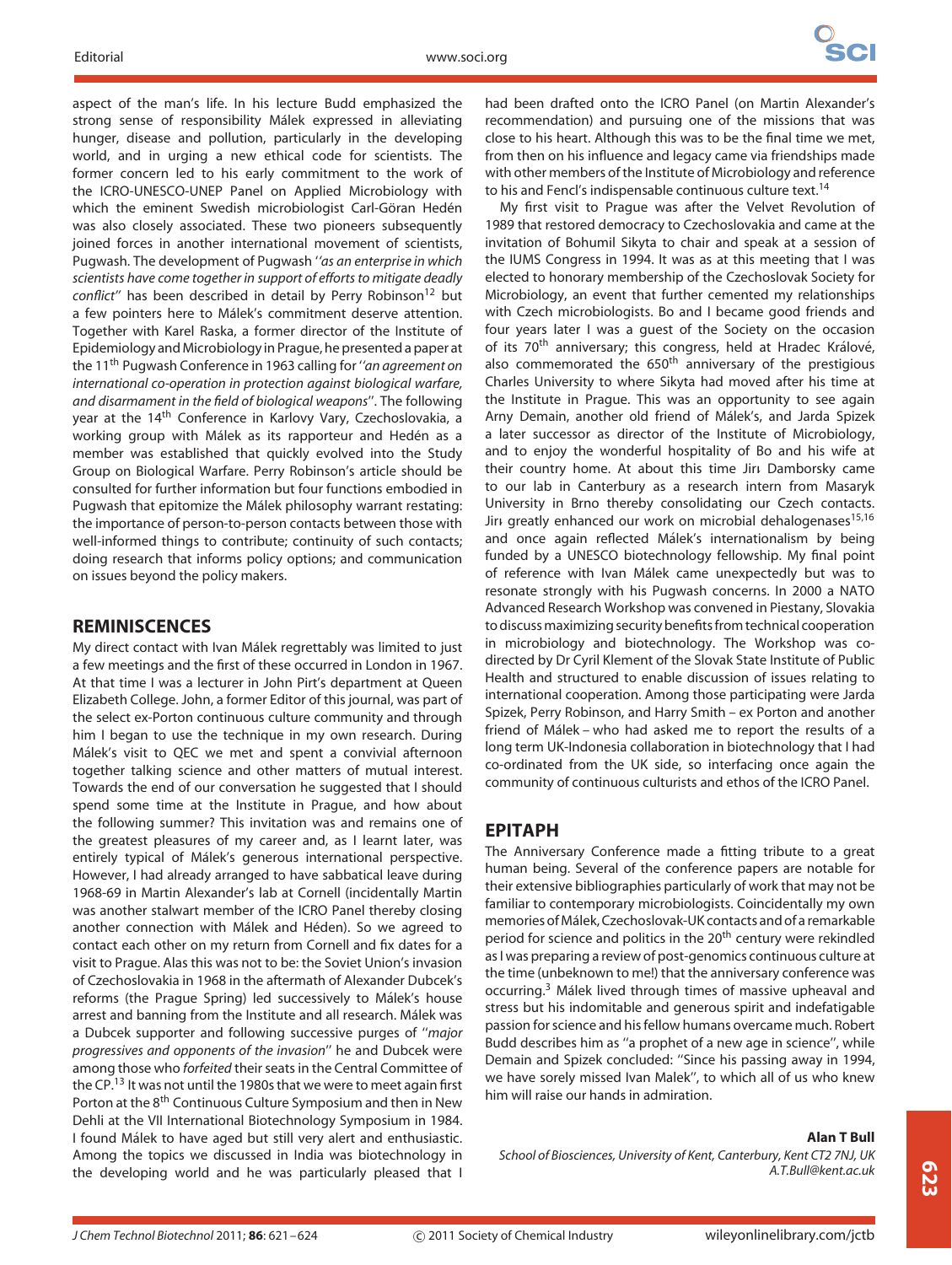aspect of the man's life. In his lecture Budd emphasized the strong sense of responsibility Málek expressed in alleviating hunger, disease and pollution, particularly in the developing world, and in urging a new ethical code for scientists. The former concern led to his early commitment to the work of the ICRO-UNESCO-UNEP Panel on Applied Microbiology with which the eminent Swedish microbiologist Carl-Göran Hedén was also closely associated. These two pioneers subsequently joined forces in another international movement of scientists, Pugwash. The development of Pugwash ''*as an enterprise in which scientists have come together in support of efforts to mitigate deadly conflict*'' has been described in detail by Perry Robinson[12] but a few pointers here to Málek's commitment deserve attention. Together with Karel Raska, a former director of the Institute of Epidemiology and Microbiology in Prague, he presented a paper at the 11th Pugwash Conference in 1963 calling for ''*an agreement on international co-operation in protection against biological warfare, and disarmament in the field of biological weapons*''. The following year at the 14th Conference in Karlovy Vary, Czechoslovakia, a working group with Málek as its rapporteur and Hedén as a member was established that quickly evolved into the Study Group on Biological Warfare. Perry Robinson's article should be consulted for further information but four functions embodied in Pugwash that epitomize the Málek philosophy warrant restating: the importance of person-to-person contacts between those with well-informed things to contribute; continuity of such contacts; doing research that informs policy options; and communication on issues beyond the policy makers.

## REMINISCENCES

My direct contact with Ivan Málek regrettably was limited to just a few meetings and the first of these occurred in London in 1967. At that time I was a lecturer in John Pirt's department at Queen Elizabeth College. John, a former Editor of this journal, was part of the select ex-Porton continuous culture community and through him I began to use the technique in my own research. During Málek's visit to QEC we met and spent a convivial afternoon together talking science and other matters of mutual interest. Towards the end of our conversation he suggested that I should spend some time at the Institute in Prague, and how about the following summer? This invitation was and remains one of the greatest pleasures of my career and, as I learnt later, was entirely typical of Málek's generous international perspective. However, I had already arranged to have sabbatical leave during 1968-69 in Martin Alexander's lab at Cornell (incidentally Martin was another stalwart member of the ICRO Panel thereby closing another connection with Málek and Hédén). So we agreed to contact each other on my return from Cornell and fix dates for a visit to Prague. Alas this was not to be: the Soviet Union's invasion of Czechoslovakia in 1968 in the aftermath of Alexander Dubcek's reforms (the Prague Spring) led successively to Málek's house arrest and banning from the Institute and all research. Málek was a Dubcek supporter and following successive purges of ''*major progressives and opponents of the invasion*'' he and Dubcek were among those who *forfeited* their seats in the Central Committee of the CP.[13] It was not until the 1980s that we were to meet again first Porton at the 8th Continuous Culture Symposium and then in New Dehli at the VII International Biotechnology Symposium in 1984. I found Málek to have aged but still very alert and enthusiastic. Among the topics we discussed in India was biotechnology in the developing world and he was particularly pleased that I had been drafted onto the ICRO Panel (on Martin Alexander's recommendation) and pursuing one of the missions that was close to his heart. Although this was to be the final time we met, from then on his influence and legacy came via friendships made with other members of the Institute of Microbiology and reference to his and Fencl's indispensable continuous culture text.[14]

My first visit to Prague was after the Velvet Revolution of 1989 that restored democracy to Czechoslovakia and came at the invitation of Bohumil Sikyta to chair and speak at a session of the IUMS Congress in 1994. It was as at this meeting that I was elected to honorary membership of the Czechoslovak Society for Microbiology, an event that further cemented my relationships with Czech microbiologists. Bo and I became good friends and four years later I was a guest of the Society on the occasion of its 70th anniversary; this congress, held at Hradec Králové, also commemorated the 650th anniversary of the prestigious Charles University to where Sikyta had moved after his time at the Institute in Prague. This was an opportunity to see again Arny Demain, another old friend of Málek's, and Jarda Spizek a later successor as director of the Institute of Microbiology, and to enjoy the wonderful hospitality of Bo and his wife at their country home. At about this time Jiri Damborsky came to our lab in Canterbury as a research intern from Masaryk University in Brno thereby consolidating our Czech contacts. Jiri greatly enhanced our work on microbial dehalogenases[15,16] and once again reflected Málek's internationalism by being funded by a UNESCO biotechnology fellowship. My final point of reference with Ivan Málek came unexpectedly but was to resonate strongly with his Pugwash concerns. In 2000 a NATO Advanced Research Workshop was convened in Piestany, Slovakia to discuss maximizing security benefits from technical cooperation in microbiology and biotechnology. The Workshop was co-directed by Dr Cyril Klement of the Slovak State Institute of Public Health and structured to enable discussion of issues relating to international cooperation. Among those participating were Jarda Spizek, Perry Robinson, and Harry Smith – ex Porton and another friend of Málek – who had asked me to report the results of a long term UK-Indonesia collaboration in biotechnology that I had co-ordinated from the UK side, so interfacing once again the community of continuous culturists and ethos of the ICRO Panel.

## EPITAPH

The Anniversary Conference made a fitting tribute to a great human being. Several of the conference papers are notable for their extensive bibliographies particularly of work that may not be familiar to contemporary microbiologists. Coincidentally my own memories of Málek, Czechoslovak-UK contacts and of a remarkable period for science and politics in the 20th century were rekindled as I was preparing a review of post-genomics continuous culture at the time (unbeknown to me!) that the anniversary conference was occurring.[3] Málek lived through times of massive upheaval and stress but his indomitable and generous spirit and indefatigable passion for science and his fellow humans overcame much. Robert Budd describes him as ''a prophet of a new age in science'', while Demain and Spizek concluded: ''Since his passing away in 1994, we have sorely missed Ivan Malek'', to which all of us who knew him will raise our hands in admiration.

**Alan T Bull**

*School of Biosciences, University of Kent, Canterbury, Kent CT2 7NJ, UK*
*A.T.Bull@kent.ac.uk*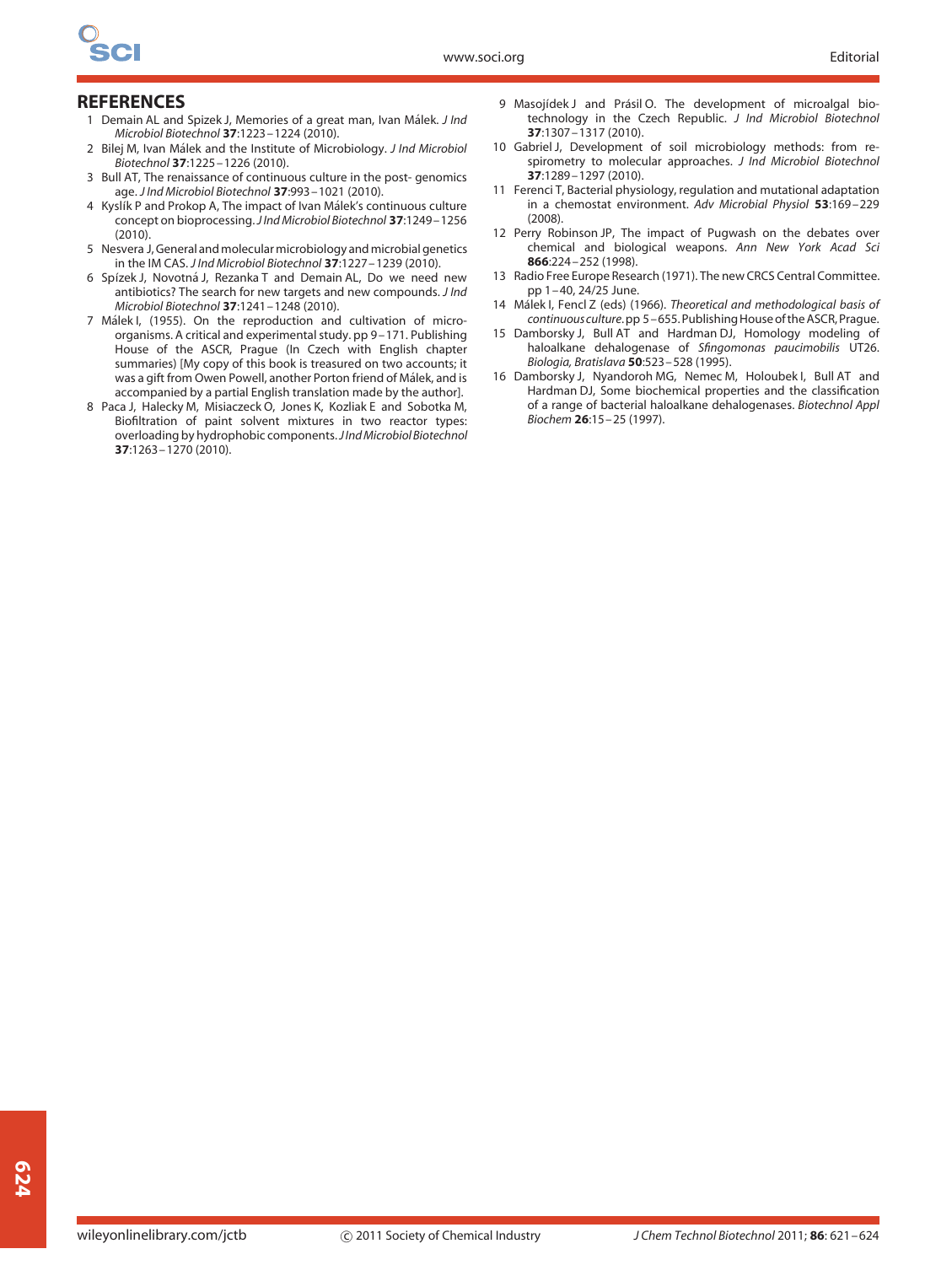## REFERENCES

1. Demain AL and Spizek J, Memories of a great man, Ivan Málek. *J Ind Microbiol Biotechnol* **37**:1223–1224 (2010).
2. Bilej M, Ivan Málek and the Institute of Microbiology. *J Ind Microbiol Biotechnol* **37**:1225–1226 (2010).
3. Bull AT, The renaissance of continuous culture in the post- genomics age. *J Ind Microbiol Biotechnol* **37**:993–1021 (2010).
4. Kyslík P and Prokop A, The impact of Ivan Málek's continuous culture concept on bioprocessing. *J Ind Microbiol Biotechnol* **37**:1249–1256 (2010).
5. Nesvera J, General and molecular microbiology and microbial genetics in the IM CAS. *J Ind Microbiol Biotechnol* **37**:1227–1239 (2010).
6. Spízek J, Novotná J, Rezanka T and Demain AL, Do we need new antibiotics? The search for new targets and new compounds. *J Ind Microbiol Biotechnol* **37**:1241–1248 (2010).
7. Málek I, (1955). On the reproduction and cultivation of micro-organisms. A critical and experimental study. pp 9–171. Publishing House of the ASCR, Prague (In Czech with English chapter summaries) [My copy of this book is treasured on two accounts; it was a gift from Owen Powell, another Porton friend of Málek, and is accompanied by a partial English translation made by the author].
8. Paca J, Halecky M, Misiaczeck O, Jones K, Kozliak E and Sobotka M, Biofiltration of paint solvent mixtures in two reactor types: overloading by hydrophobic components. *J Ind Microbiol Biotechnol* **37**:1263–1270 (2010).
9. Masojídek J and Prášil O. The development of microalgal biotechnology in the Czech Republic. *J Ind Microbiol Biotechnol* **37**:1307–1317 (2010).
10. Gabriel J, Development of soil microbiology methods: from respirometry to molecular approaches. *J Ind Microbiol Biotechnol* **37**:1289–1297 (2010).
11. Ferenci T, Bacterial physiology, regulation and mutational adaptation in a chemostat environment. *Adv Microbial Physiol* **53**:169–229 (2008).
12. Perry Robinson JP, The impact of Pugwash on the debates over chemical and biological weapons. *Ann New York Acad Sci* **866**:224–252 (1998).
13. Radio Free Europe Research (1971). The new CRCS Central Committee. pp 1–40, 24/25 June.
14. Málek I, Fencl Z (eds) (1966). *Theoretical and methodological basis of continuous culture*. pp 5–655. Publishing House of the ASCR, Prague.
15. Damborsky J, Bull AT and Hardman DJ, Homology modeling of haloalkane dehalogenase of *Sfingomonas paucimobilis* UT26. *Biologia, Bratislava* **50**:523–528 (1995).
16. Damborsky J, Nyandoroh MG, Nemec M, Holoubek I, Bull AT and Hardman DJ, Some biochemical properties and the classification of a range of bacterial haloalkane dehalogenases. *Biotechnol Appl Biochem* **26**:15–25 (1997).